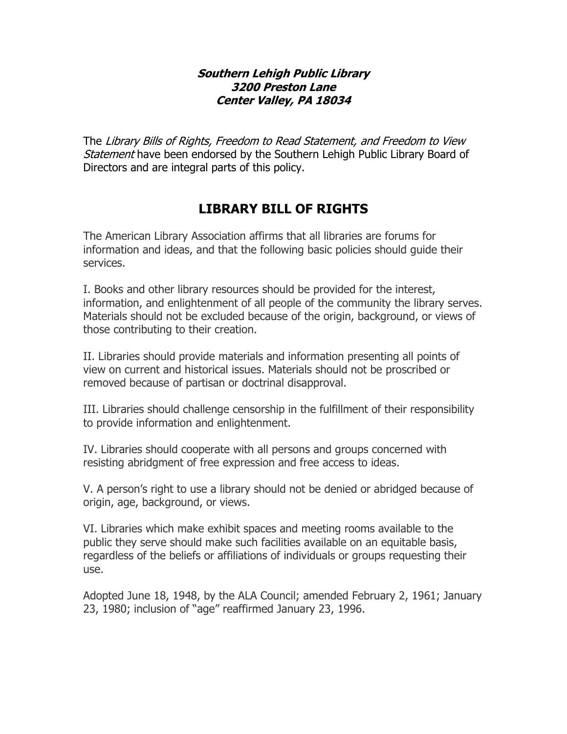***Southern Lehigh Public Library***
***3200 Preston Lane***
***Center Valley, PA 18034***

The *Library Bills of Rights, Freedom to Read Statement, and Freedom to View Statement* have been endorsed by the Southern Lehigh Public Library Board of Directors and are integral parts of this policy.

# LIBRARY BILL OF RIGHTS

The American Library Association affirms that all libraries are forums for information and ideas, and that the following basic policies should guide their services.

I. Books and other library resources should be provided for the interest, information, and enlightenment of all people of the community the library serves. Materials should not be excluded because of the origin, background, or views of those contributing to their creation.

II. Libraries should provide materials and information presenting all points of view on current and historical issues. Materials should not be proscribed or removed because of partisan or doctrinal disapproval.

III. Libraries should challenge censorship in the fulfillment of their responsibility to provide information and enlightenment.

IV. Libraries should cooperate with all persons and groups concerned with resisting abridgment of free expression and free access to ideas.

V. A person's right to use a library should not be denied or abridged because of origin, age, background, or views.

VI. Libraries which make exhibit spaces and meeting rooms available to the public they serve should make such facilities available on an equitable basis, regardless of the beliefs or affiliations of individuals or groups requesting their use.

Adopted June 18, 1948, by the ALA Council; amended February 2, 1961; January 23, 1980; inclusion of "age" reaffirmed January 23, 1996.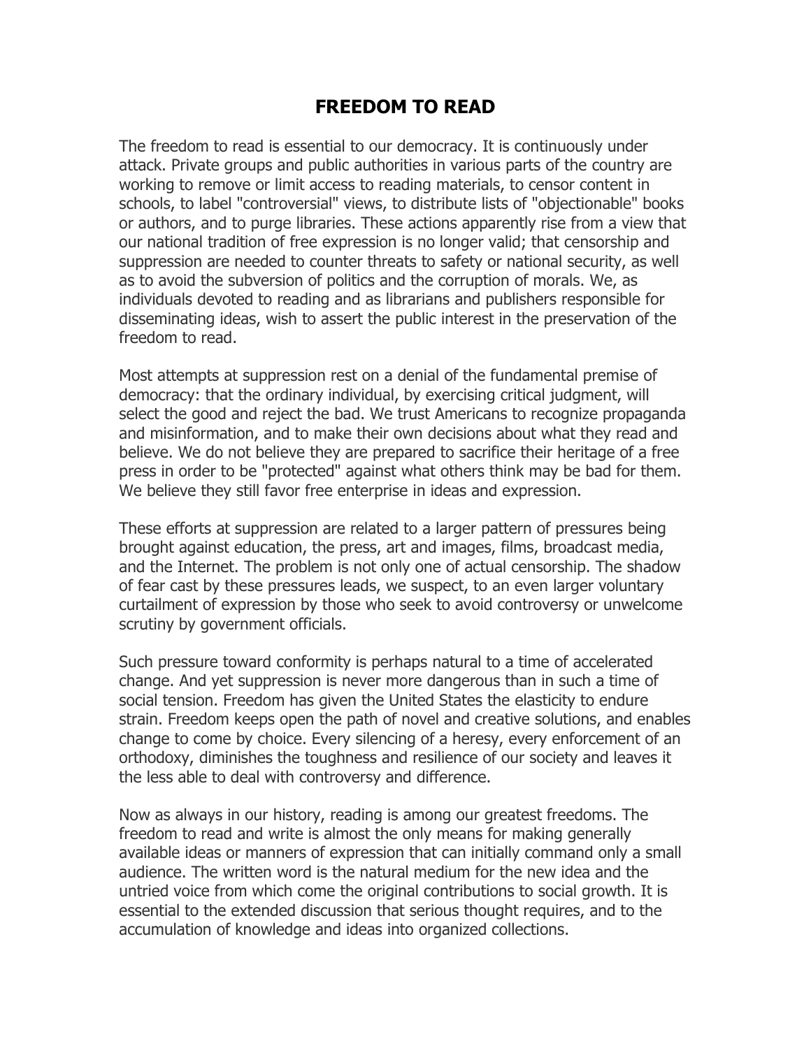# FREEDOM TO READ

The freedom to read is essential to our democracy. It is continuously under attack. Private groups and public authorities in various parts of the country are working to remove or limit access to reading materials, to censor content in schools, to label "controversial" views, to distribute lists of "objectionable" books or authors, and to purge libraries. These actions apparently rise from a view that our national tradition of free expression is no longer valid; that censorship and suppression are needed to counter threats to safety or national security, as well as to avoid the subversion of politics and the corruption of morals. We, as individuals devoted to reading and as librarians and publishers responsible for disseminating ideas, wish to assert the public interest in the preservation of the freedom to read.

Most attempts at suppression rest on a denial of the fundamental premise of democracy: that the ordinary individual, by exercising critical judgment, will select the good and reject the bad. We trust Americans to recognize propaganda and misinformation, and to make their own decisions about what they read and believe. We do not believe they are prepared to sacrifice their heritage of a free press in order to be "protected" against what others think may be bad for them. We believe they still favor free enterprise in ideas and expression.

These efforts at suppression are related to a larger pattern of pressures being brought against education, the press, art and images, films, broadcast media, and the Internet. The problem is not only one of actual censorship. The shadow of fear cast by these pressures leads, we suspect, to an even larger voluntary curtailment of expression by those who seek to avoid controversy or unwelcome scrutiny by government officials.

Such pressure toward conformity is perhaps natural to a time of accelerated change. And yet suppression is never more dangerous than in such a time of social tension. Freedom has given the United States the elasticity to endure strain. Freedom keeps open the path of novel and creative solutions, and enables change to come by choice. Every silencing of a heresy, every enforcement of an orthodoxy, diminishes the toughness and resilience of our society and leaves it the less able to deal with controversy and difference.

Now as always in our history, reading is among our greatest freedoms. The freedom to read and write is almost the only means for making generally available ideas or manners of expression that can initially command only a small audience. The written word is the natural medium for the new idea and the untried voice from which come the original contributions to social growth. It is essential to the extended discussion that serious thought requires, and to the accumulation of knowledge and ideas into organized collections.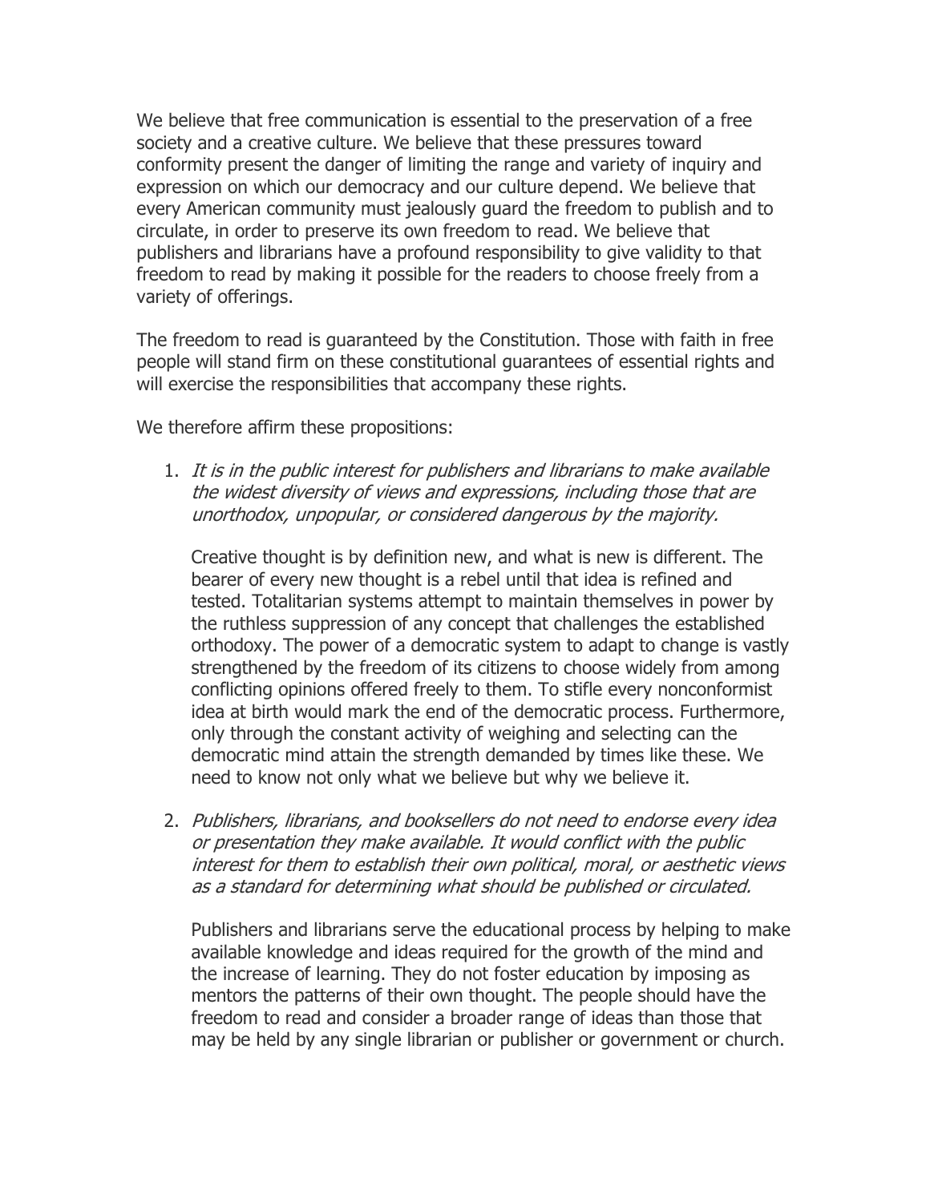We believe that free communication is essential to the preservation of a free society and a creative culture. We believe that these pressures toward conformity present the danger of limiting the range and variety of inquiry and expression on which our democracy and our culture depend. We believe that every American community must jealously guard the freedom to publish and to circulate, in order to preserve its own freedom to read. We believe that publishers and librarians have a profound responsibility to give validity to that freedom to read by making it possible for the readers to choose freely from a variety of offerings.

The freedom to read is guaranteed by the Constitution. Those with faith in free people will stand firm on these constitutional guarantees of essential rights and will exercise the responsibilities that accompany these rights.

We therefore affirm these propositions:

1. *It is in the public interest for publishers and librarians to make available the widest diversity of views and expressions, including those that are unorthodox, unpopular, or considered dangerous by the majority.*

   Creative thought is by definition new, and what is new is different. The bearer of every new thought is a rebel until that idea is refined and tested. Totalitarian systems attempt to maintain themselves in power by the ruthless suppression of any concept that challenges the established orthodoxy. The power of a democratic system to adapt to change is vastly strengthened by the freedom of its citizens to choose widely from among conflicting opinions offered freely to them. To stifle every nonconformist idea at birth would mark the end of the democratic process. Furthermore, only through the constant activity of weighing and selecting can the democratic mind attain the strength demanded by times like these. We need to know not only what we believe but why we believe it.

2. *Publishers, librarians, and booksellers do not need to endorse every idea or presentation they make available. It would conflict with the public interest for them to establish their own political, moral, or aesthetic views as a standard for determining what should be published or circulated.*

   Publishers and librarians serve the educational process by helping to make available knowledge and ideas required for the growth of the mind and the increase of learning. They do not foster education by imposing as mentors the patterns of their own thought. The people should have the freedom to read and consider a broader range of ideas than those that may be held by any single librarian or publisher or government or church.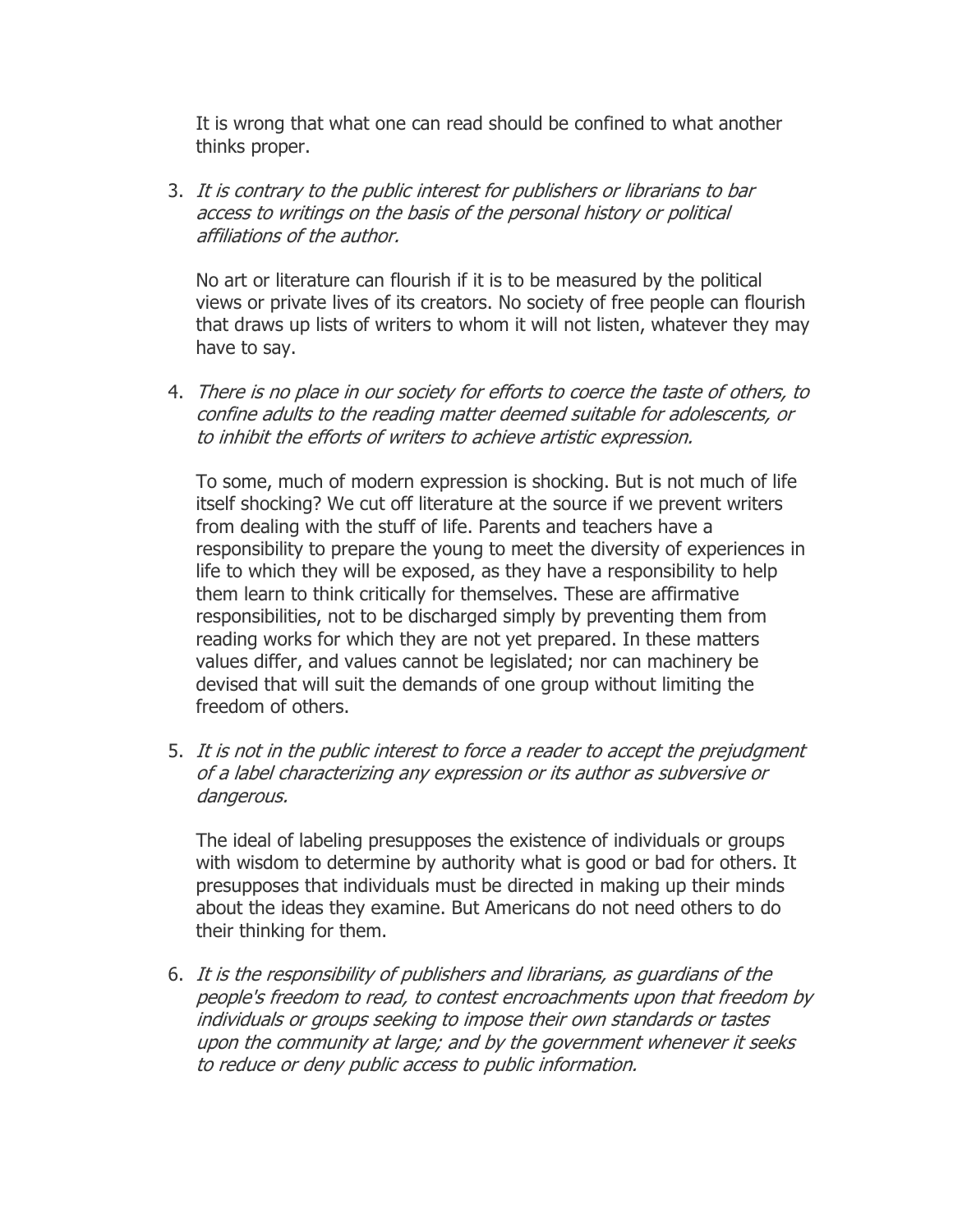It is wrong that what one can read should be confined to what another thinks proper.

3. *It is contrary to the public interest for publishers or librarians to bar access to writings on the basis of the personal history or political affiliations of the author.*

   No art or literature can flourish if it is to be measured by the political views or private lives of its creators. No society of free people can flourish that draws up lists of writers to whom it will not listen, whatever they may have to say.

4. *There is no place in our society for efforts to coerce the taste of others, to confine adults to the reading matter deemed suitable for adolescents, or to inhibit the efforts of writers to achieve artistic expression.*

   To some, much of modern expression is shocking. But is not much of life itself shocking? We cut off literature at the source if we prevent writers from dealing with the stuff of life. Parents and teachers have a responsibility to prepare the young to meet the diversity of experiences in life to which they will be exposed, as they have a responsibility to help them learn to think critically for themselves. These are affirmative responsibilities, not to be discharged simply by preventing them from reading works for which they are not yet prepared. In these matters values differ, and values cannot be legislated; nor can machinery be devised that will suit the demands of one group without limiting the freedom of others.

5. *It is not in the public interest to force a reader to accept the prejudgment of a label characterizing any expression or its author as subversive or dangerous.*

   The ideal of labeling presupposes the existence of individuals or groups with wisdom to determine by authority what is good or bad for others. It presupposes that individuals must be directed in making up their minds about the ideas they examine. But Americans do not need others to do their thinking for them.

6. *It is the responsibility of publishers and librarians, as guardians of the people's freedom to read, to contest encroachments upon that freedom by individuals or groups seeking to impose their own standards or tastes upon the community at large; and by the government whenever it seeks to reduce or deny public access to public information.*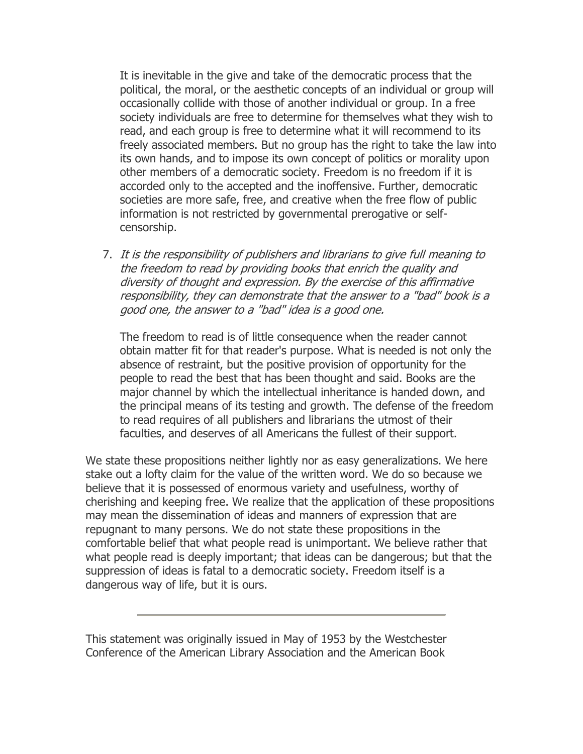It is inevitable in the give and take of the democratic process that the political, the moral, or the aesthetic concepts of an individual or group will occasionally collide with those of another individual or group. In a free society individuals are free to determine for themselves what they wish to read, and each group is free to determine what it will recommend to its freely associated members. But no group has the right to take the law into its own hands, and to impose its own concept of politics or morality upon other members of a democratic society. Freedom is no freedom if it is accorded only to the accepted and the inoffensive. Further, democratic societies are more safe, free, and creative when the free flow of public information is not restricted by governmental prerogative or self-censorship.

7. *It is the responsibility of publishers and librarians to give full meaning to the freedom to read by providing books that enrich the quality and diversity of thought and expression. By the exercise of this affirmative responsibility, they can demonstrate that the answer to a "bad" book is a good one, the answer to a "bad" idea is a good one.*

   The freedom to read is of little consequence when the reader cannot obtain matter fit for that reader's purpose. What is needed is not only the absence of restraint, but the positive provision of opportunity for the people to read the best that has been thought and said. Books are the major channel by which the intellectual inheritance is handed down, and the principal means of its testing and growth. The defense of the freedom to read requires of all publishers and librarians the utmost of their faculties, and deserves of all Americans the fullest of their support.

We state these propositions neither lightly nor as easy generalizations. We here stake out a lofty claim for the value of the written word. We do so because we believe that it is possessed of enormous variety and usefulness, worthy of cherishing and keeping free. We realize that the application of these propositions may mean the dissemination of ideas and manners of expression that are repugnant to many persons. We do not state these propositions in the comfortable belief that what people read is unimportant. We believe rather that what people read is deeply important; that ideas can be dangerous; but that the suppression of ideas is fatal to a democratic society. Freedom itself is a dangerous way of life, but it is ours.

---

This statement was originally issued in May of 1953 by the Westchester Conference of the American Library Association and the American Book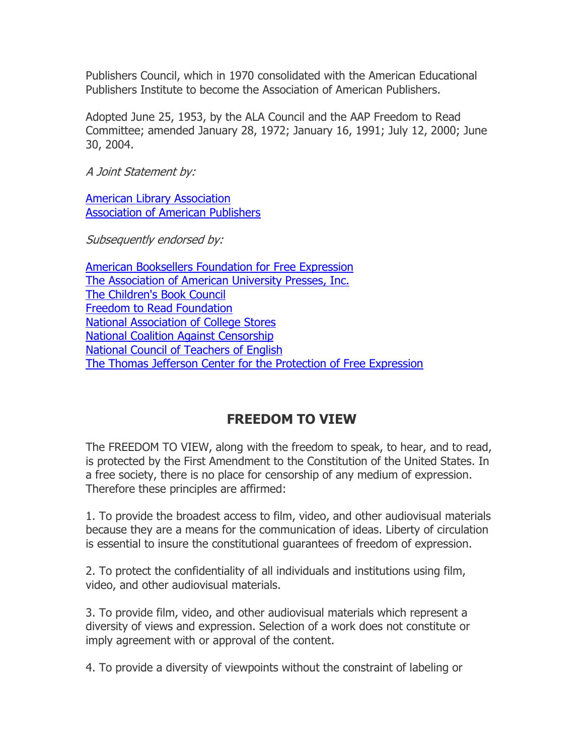Publishers Council, which in 1970 consolidated with the American Educational Publishers Institute to become the Association of American Publishers.

Adopted June 25, 1953, by the ALA Council and the AAP Freedom to Read Committee; amended January 28, 1972; January 16, 1991; July 12, 2000; June 30, 2004.

*A Joint Statement by:*

American Library Association
Association of American Publishers

*Subsequently endorsed by:*

American Booksellers Foundation for Free Expression
The Association of American University Presses, Inc.
The Children's Book Council
Freedom to Read Foundation
National Association of College Stores
National Coalition Against Censorship
National Council of Teachers of English
The Thomas Jefferson Center for the Protection of Free Expression

## FREEDOM TO VIEW

The FREEDOM TO VIEW, along with the freedom to speak, to hear, and to read, is protected by the First Amendment to the Constitution of the United States. In a free society, there is no place for censorship of any medium of expression. Therefore these principles are affirmed:

1. To provide the broadest access to film, video, and other audiovisual materials because they are a means for the communication of ideas. Liberty of circulation is essential to insure the constitutional guarantees of freedom of expression.

2. To protect the confidentiality of all individuals and institutions using film, video, and other audiovisual materials.

3. To provide film, video, and other audiovisual materials which represent a diversity of views and expression. Selection of a work does not constitute or imply agreement with or approval of the content.

4. To provide a diversity of viewpoints without the constraint of labeling or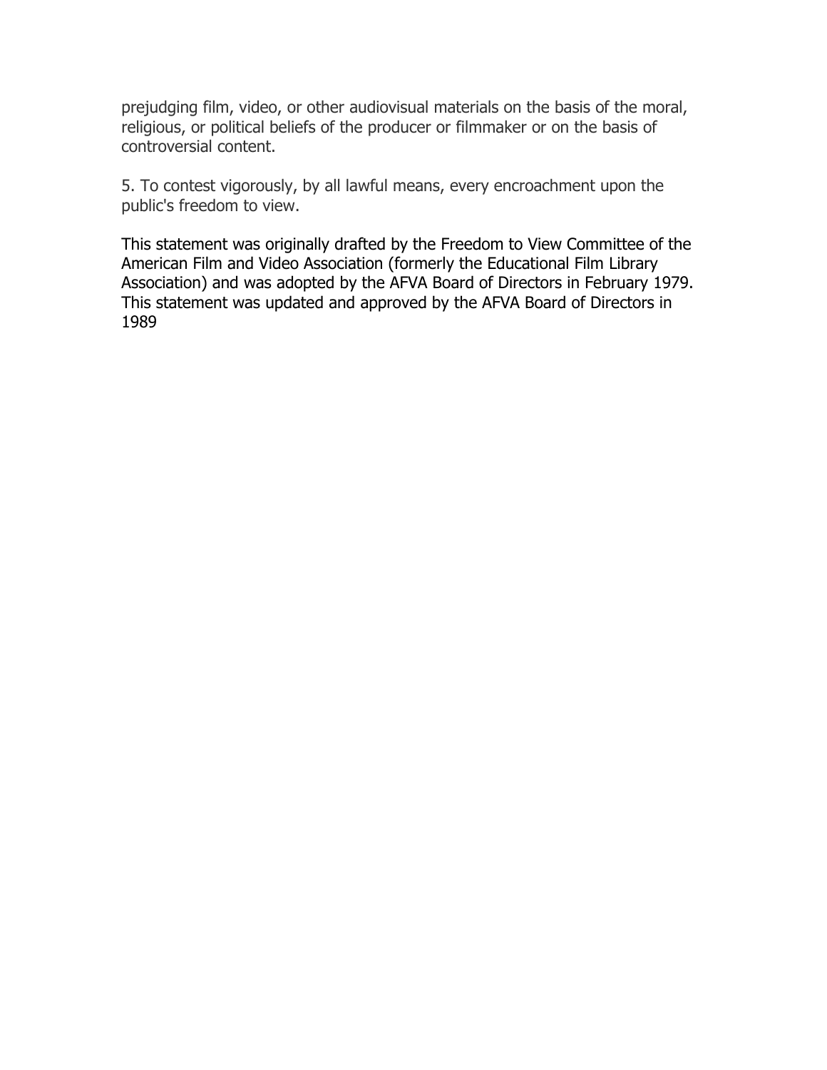prejudging film, video, or other audiovisual materials on the basis of the moral, religious, or political beliefs of the producer or filmmaker or on the basis of controversial content.

5. To contest vigorously, by all lawful means, every encroachment upon the public's freedom to view.

This statement was originally drafted by the Freedom to View Committee of the American Film and Video Association (formerly the Educational Film Library Association) and was adopted by the AFVA Board of Directors in February 1979. This statement was updated and approved by the AFVA Board of Directors in 1989